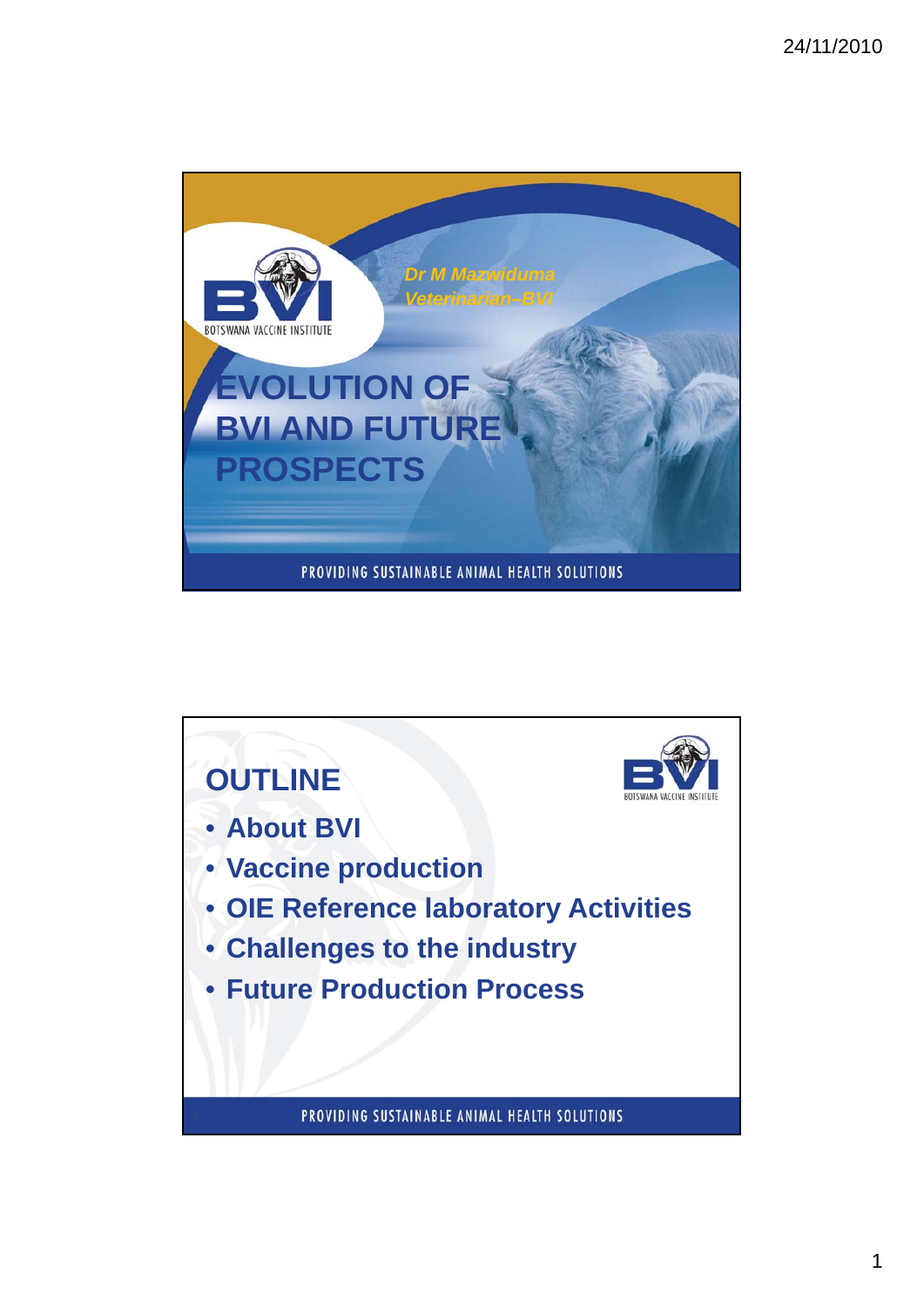# EVOLUTION OF BVI AND FUTURE PROSPECTS

*Dr M Mazwiduma*
*Veterinarian–BVI*

BOTSWANA VACCINE INSTITUTE

PROVIDING SUSTAINABLE ANIMAL HEALTH SOLUTIONS

## OUTLINE

- **About BVI**
- **Vaccine production**
- **OIE Reference laboratory Activities**
- **Challenges to the industry**
- **Future Production Process**

PROVIDING SUSTAINABLE ANIMAL HEALTH SOLUTIONS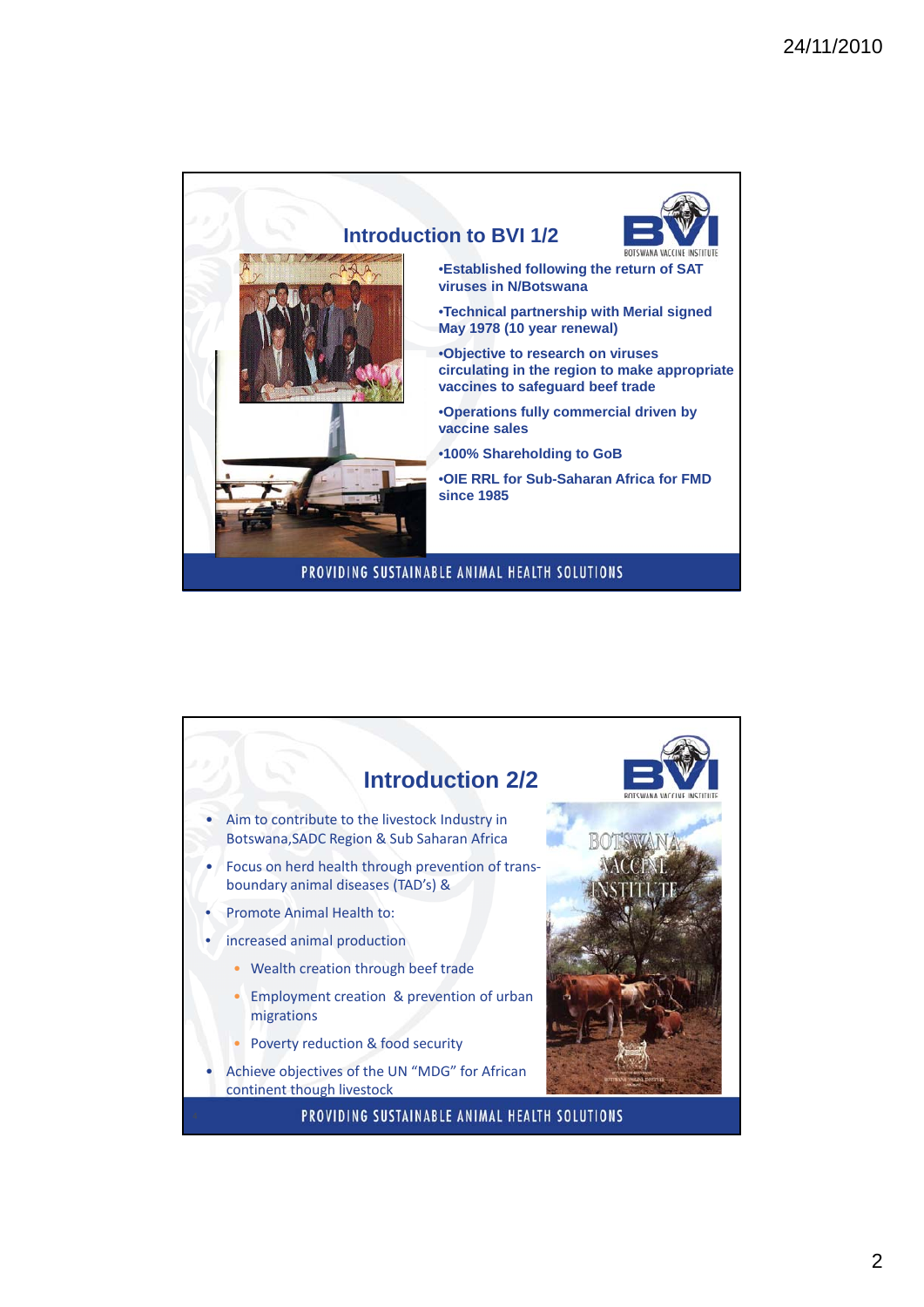## Introduction to BVI 1/2

- Established following the return of SAT viruses in N/Botswana
- Technical partnership with Merial signed May 1978 (10 year renewal)
- Objective to research on viruses circulating in the region to make appropriate vaccines to safeguard beef trade
- Operations fully commercial driven by vaccine sales
- 100% Shareholding to GoB
- OIE RRL for Sub-Saharan Africa for FMD since 1985

PROVIDING SUSTAINABLE ANIMAL HEALTH SOLUTIONS

## Introduction 2/2

- Aim to contribute to the livestock Industry in Botswana,SADC Region & Sub Saharan Africa
- Focus on herd health through prevention of trans-boundary animal diseases (TAD's) &
- Promote Animal Health to:
- increased animal production
  - Wealth creation through beef trade
  - Employment creation & prevention of urban migrations
  - Poverty reduction & food security
- Achieve objectives of the UN "MDG" for African continent though livestock

PROVIDING SUSTAINABLE ANIMAL HEALTH SOLUTIONS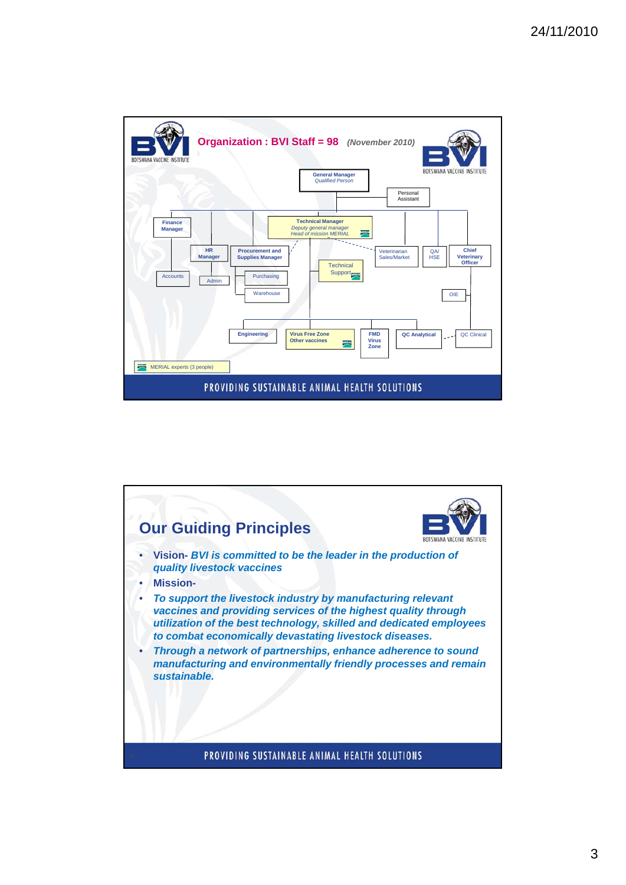## Organization : BVI Staff = 98 *(November 2010)*

- General Manager — *Qualified Person*
  - Personal Assistant
  - Finance Manager
    - Accounts
  - HR Manager
    - Admin
  - Procurement and Supplies Manager
    - Purchasing
    - Warehouse
  - Technical Manager — *Deputy general manager*, *Head of mission MERIAL*
    - Technical Support
    - Engineering
    - Virus Free Zone Other vaccines
    - FMD Virus Zone
    - QC Analytical
  - Veterinarian Sales/Market
  - QA/ HSE
  - Chief Veterinary Officer
    - OIE
    - QC Clinical

MERIAL experts (3 people)

PROVIDING SUSTAINABLE ANIMAL HEALTH SOLUTIONS

## Our Guiding Principles

- **Vision-** ***BVI is committed to be the leader in the production of quality livestock vaccines***
- **Mission-**
- ***To support the livestock industry by manufacturing relevant vaccines and providing services of the highest quality through utilization of the best technology, skilled and dedicated employees to combat economically devastating livestock diseases.***
- ***Through a network of partnerships, enhance adherence to sound manufacturing and environmentally friendly processes and remain sustainable.***

PROVIDING SUSTAINABLE ANIMAL HEALTH SOLUTIONS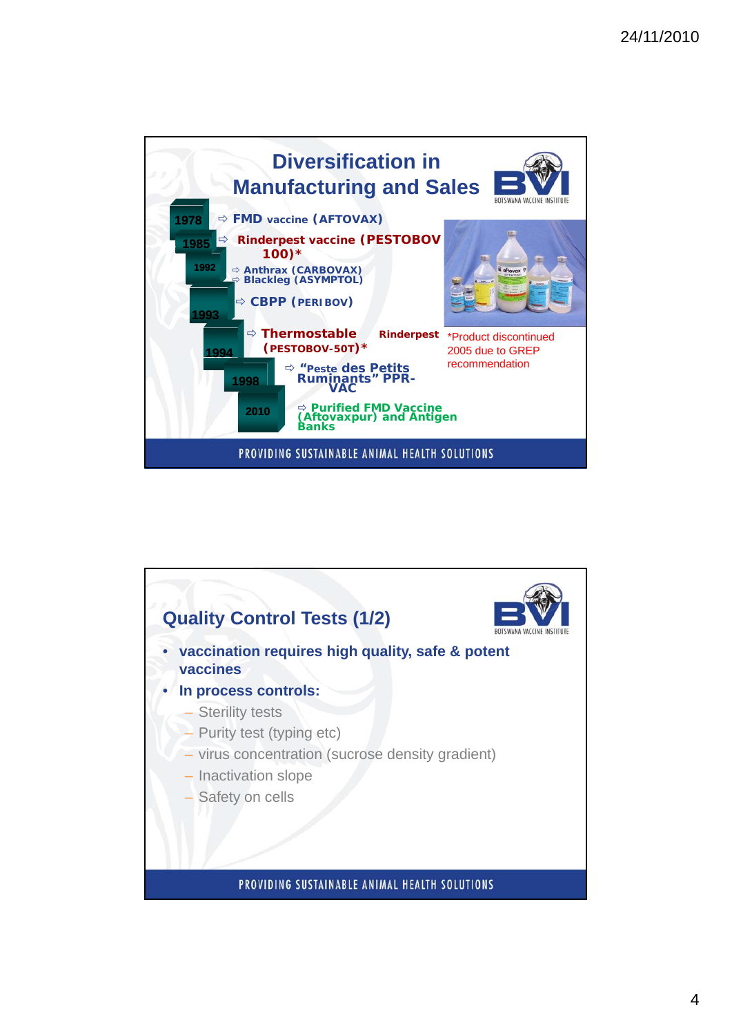## Diversification in Manufacturing and Sales

- **1978** ⇨ **FMD vaccine (AFTOVAX)**
- **1985** ⇨ **Rinderpest vaccine (PESTOBOV 100)***
- **1992** ⇨ **Anthrax (CARBOVAX)** ⇨ **Blackleg (ASYMPTOL)**
- **1993** ⇨ **CBPP (PERIBOV)**
- **1994** ⇨ **Thermostable Rinderpest (PESTOBOV-50T)***
- **1998** ⇨ **"Peste des Petits Ruminants" PPR-VAC**
- **2010** ⇨ **Purified FMD Vaccine (Aftovaxpur) and Antigen Banks**

*Product discontinued 2005 due to GREP recommendation

PROVIDING SUSTAINABLE ANIMAL HEALTH SOLUTIONS

## Quality Control Tests (1/2)

- **vaccination requires high quality, safe & potent vaccines**
- **In process controls:**
  - Sterility tests
  - Purity test (typing etc)
  - virus concentration (sucrose density gradient)
  - Inactivation slope
  - Safety on cells

PROVIDING SUSTAINABLE ANIMAL HEALTH SOLUTIONS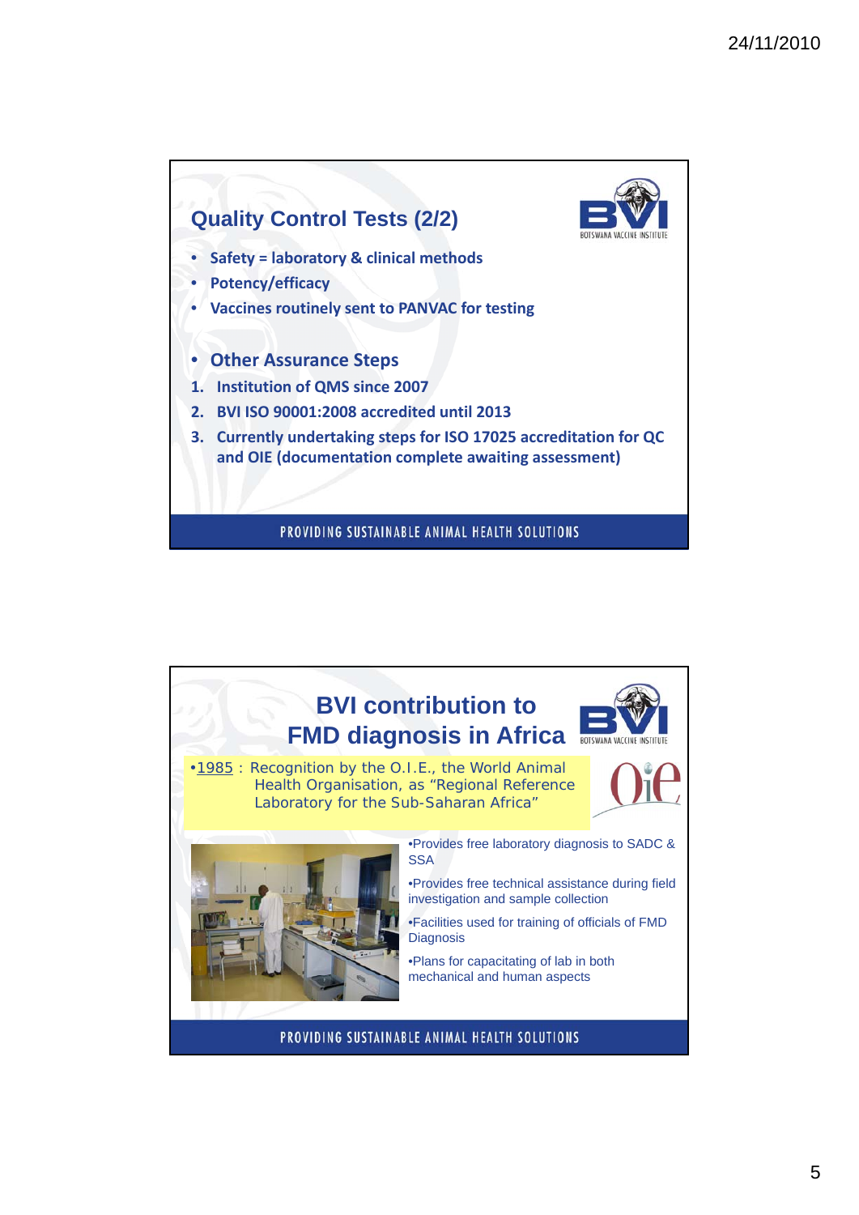## Quality Control Tests (2/2)

- **Safety = laboratory & clinical methods**
- **Potency/efficacy**
- **Vaccines routinely sent to PANVAC for testing**

- **Other Assurance Steps**

1. **Institution of QMS since 2007**
2. **BVI ISO 90001:2008 accredited until 2013**
3. **Currently undertaking steps for ISO 17025 accreditation for QC and OIE (documentation complete awaiting assessment)**

PROVIDING SUSTAINABLE ANIMAL HEALTH SOLUTIONS

## BVI contribution to FMD diagnosis in Africa

•1985 : Recognition by the O.I.E., the World Animal Health Organisation, as "Regional Reference Laboratory for the Sub-Saharan Africa"

•Provides free laboratory diagnosis to SADC & SSA

•Provides free technical assistance during field investigation and sample collection

•Facilities used for training of officials of FMD Diagnosis

•Plans for capacitating of lab in both mechanical and human aspects

PROVIDING SUSTAINABLE ANIMAL HEALTH SOLUTIONS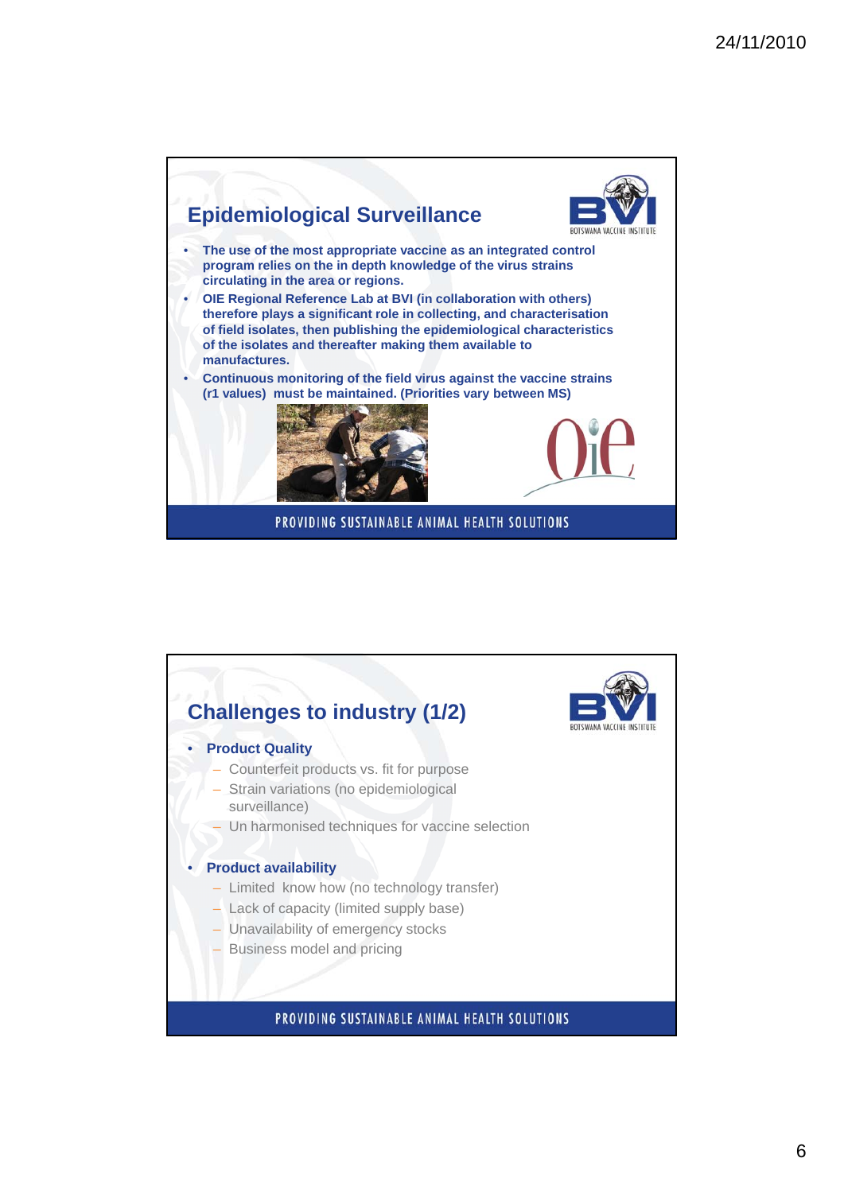## Epidemiological Surveillance

- **The use of the most appropriate vaccine as an integrated control program relies on the in depth knowledge of the virus strains circulating in the area or regions.**
- **OIE Regional Reference Lab at BVI (in collaboration with others) therefore plays a significant role in collecting, and characterisation of field isolates, then publishing the epidemiological characteristics of the isolates and thereafter making them available to manufactures.**
- **Continuous monitoring of the field virus against the vaccine strains (r1 values) must be maintained. (Priorities vary between MS)**

PROVIDING SUSTAINABLE ANIMAL HEALTH SOLUTIONS

## Challenges to industry (1/2)

- **Product Quality**
  - Counterfeit products vs. fit for purpose
  - Strain variations (no epidemiological surveillance)
  - Un harmonised techniques for vaccine selection
- **Product availability**
  - Limited know how (no technology transfer)
  - Lack of capacity (limited supply base)
  - Unavailability of emergency stocks
  - Business model and pricing

PROVIDING SUSTAINABLE ANIMAL HEALTH SOLUTIONS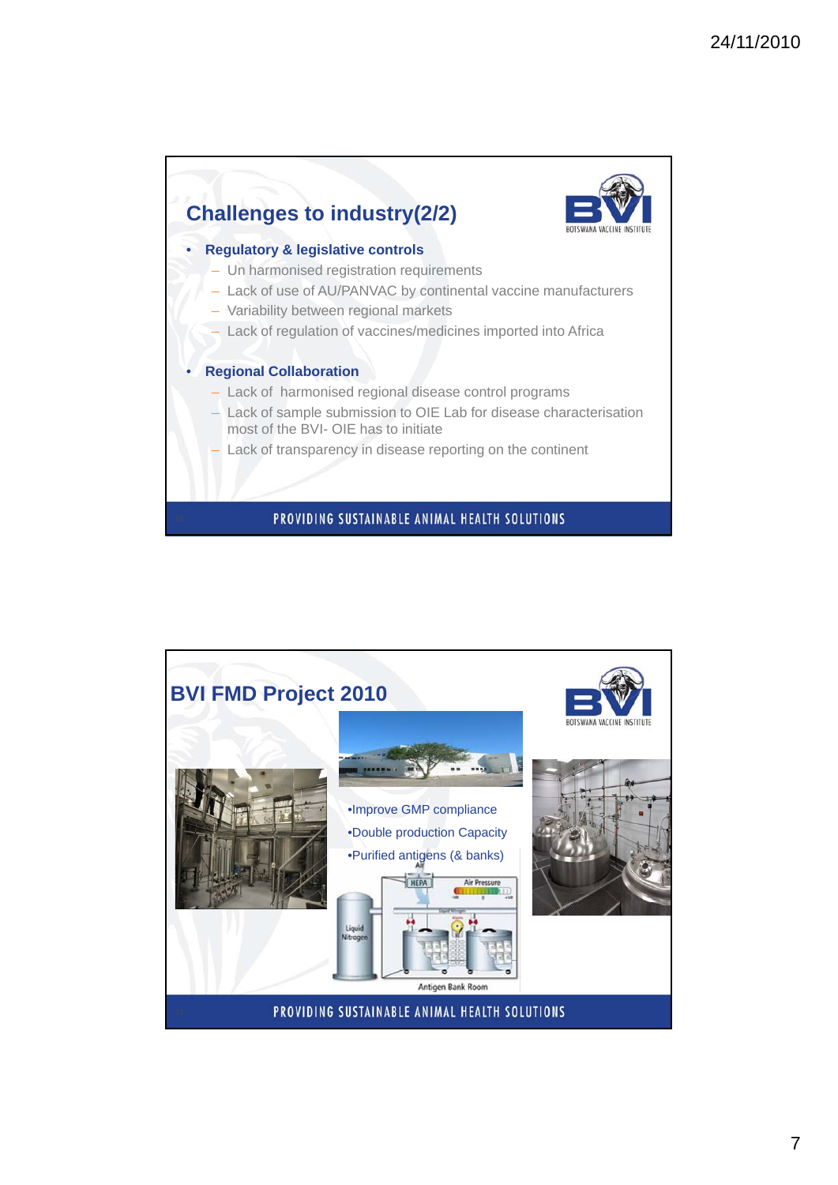## Challenges to industry(2/2)

- **Regulatory & legislative controls**
  - Un harmonised registration requirements
  - Lack of use of AU/PANVAC by continental vaccine manufacturers
  - Variability between regional markets
  - Lack of regulation of vaccines/medicines imported into Africa
- **Regional Collaboration**
  - Lack of harmonised regional disease control programs
  - Lack of sample submission to OIE Lab for disease characterisation most of the BVI- OIE has to initiate
  - Lack of transparency in disease reporting on the continent

PROVIDING SUSTAINABLE ANIMAL HEALTH SOLUTIONS

## BVI FMD Project 2010

- Improve GMP compliance
- Double production Capacity
- Purified antigens (& banks)

Antigen Bank Room

PROVIDING SUSTAINABLE ANIMAL HEALTH SOLUTIONS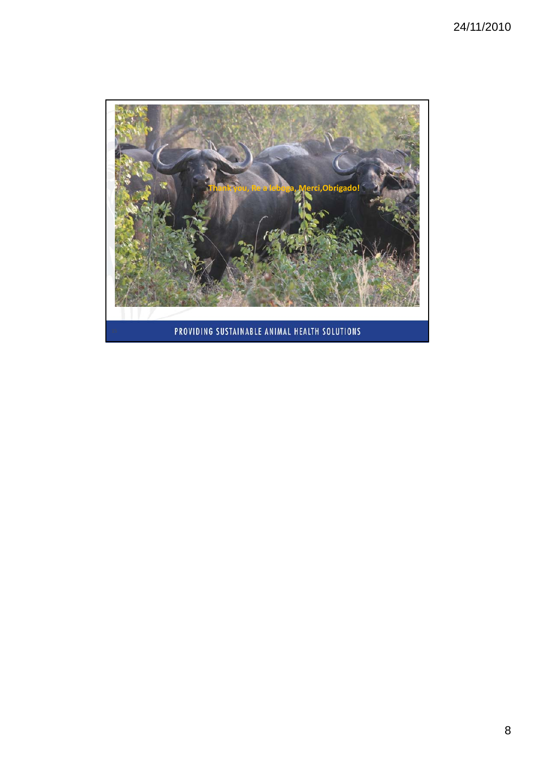Thank you, Re a leboga, Merci,Obrigado!

PROVIDING SUSTAINABLE ANIMAL HEALTH SOLUTIONS